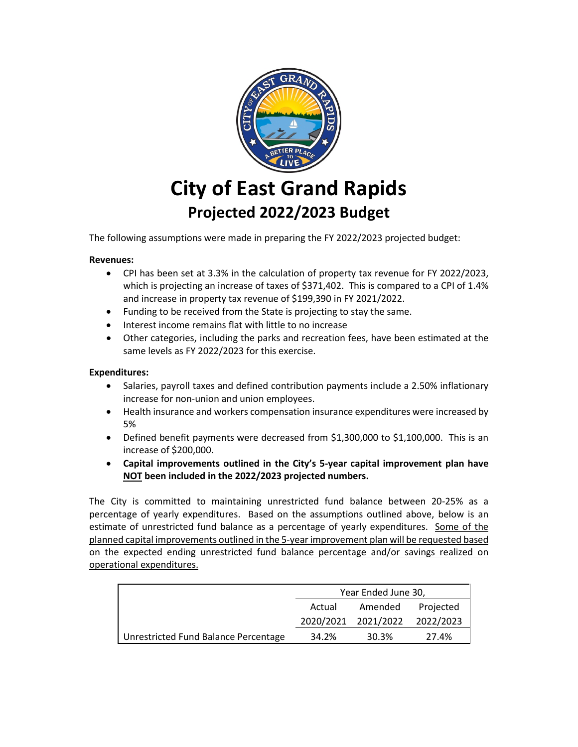# City of East Grand Rapids

## Projected 2022/2023 Budget

The following assumptions were made in preparing the FY 2022/2023 projected budget:

**Revenues:**

- CPI has been set at 3.3% in the calculation of property tax revenue for FY 2022/2023, which is projecting an increase of taxes of $371,402. This is compared to a CPI of 1.4% and increase in property tax revenue of $199,390 in FY 2021/2022.
- Funding to be received from the State is projecting to stay the same.
- Interest income remains flat with little to no increase
- Other categories, including the parks and recreation fees, have been estimated at the same levels as FY 2022/2023 for this exercise.

**Expenditures:**

- Salaries, payroll taxes and defined contribution payments include a 2.50% inflationary increase for non-union and union employees.
- Health insurance and workers compensation insurance expenditures were increased by 5%
- Defined benefit payments were decreased from $1,300,000 to $1,100,000. This is an increase of $200,000.
- **Capital improvements outlined in the City's 5-year capital improvement plan have NOT been included in the 2022/2023 projected numbers.**

The City is committed to maintaining unrestricted fund balance between 20-25% as a percentage of yearly expenditures. Based on the assumptions outlined above, below is an estimate of unrestricted fund balance as a percentage of yearly expenditures. Some of the planned capital improvements outlined in the 5-year improvement plan will be requested based on the expected ending unrestricted fund balance percentage and/or savings realized on operational expenditures.

| | Year Ended June 30, | | |
|---|---|---|---|
| | Actual 2020/2021 | Amended 2021/2022 | Projected 2022/2023 |
| Unrestricted Fund Balance Percentage | 34.2% | 30.3% | 27.4% |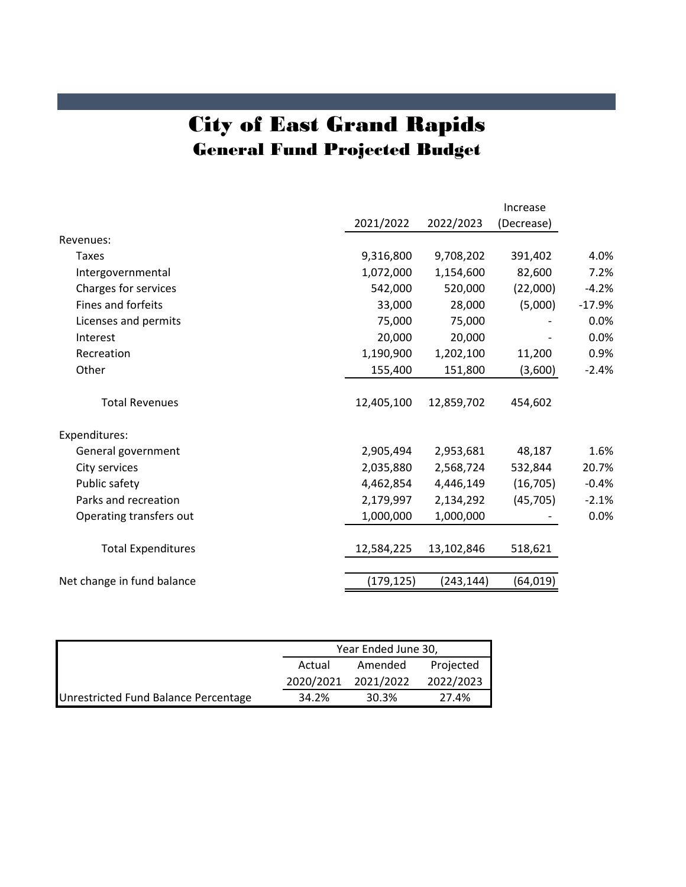# City of East Grand Rapids

## General Fund Projected Budget

| | 2021/2022 | 2022/2023 | Increase (Decrease) | |
|---|---|---|---|---|
| Revenues: | | | | |
| Taxes | 9,316,800 | 9,708,202 | 391,402 | 4.0% |
| Intergovernmental | 1,072,000 | 1,154,600 | 82,600 | 7.2% |
| Charges for services | 542,000 | 520,000 | (22,000) | -4.2% |
| Fines and forfeits | 33,000 | 28,000 | (5,000) | -17.9% |
| Licenses and permits | 75,000 | 75,000 | - | 0.0% |
| Interest | 20,000 | 20,000 | - | 0.0% |
| Recreation | 1,190,900 | 1,202,100 | 11,200 | 0.9% |
| Other | 155,400 | 151,800 | (3,600) | -2.4% |
| Total Revenues | 12,405,100 | 12,859,702 | 454,602 | |
| Expenditures: | | | | |
| General government | 2,905,494 | 2,953,681 | 48,187 | 1.6% |
| City services | 2,035,880 | 2,568,724 | 532,844 | 20.7% |
| Public safety | 4,462,854 | 4,446,149 | (16,705) | -0.4% |
| Parks and recreation | 2,179,997 | 2,134,292 | (45,705) | -2.1% |
| Operating transfers out | 1,000,000 | 1,000,000 | - | 0.0% |
| Total Expenditures | 12,584,225 | 13,102,846 | 518,621 | |
| Net change in fund balance | (179,125) | (243,144) | (64,019) | |

| | Year Ended June 30, | | |
|---|---|---|---|
| | Actual 2020/2021 | Amended 2021/2022 | Projected 2022/2023 |
| Unrestricted Fund Balance Percentage | 34.2% | 30.3% | 27.4% |